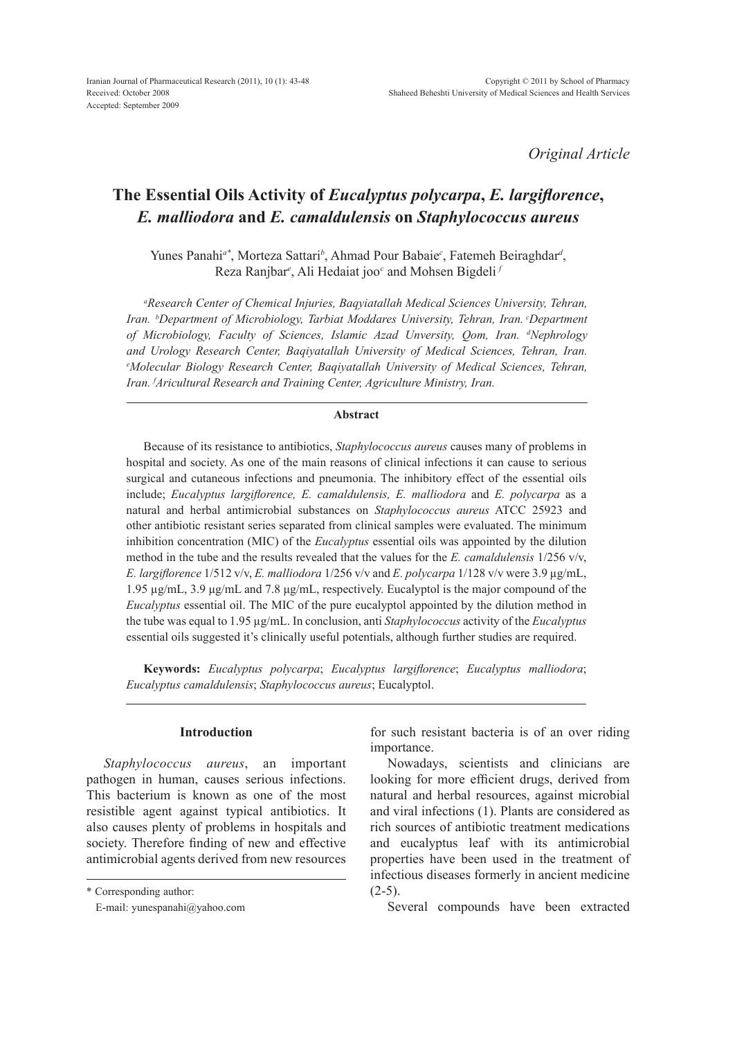*Original Article*

# The Essential Oils Activity of *Eucalyptus polycarpa*, *E. largiflorence*, *E. malliodora* and *E. camaldulensis* on *Staphylococcus aureus*

Yunes Panahi[a*], Morteza Sattari[b], Ahmad Pour Babaie[c], Fatemeh Beiraghdar[d], Reza Ranjbar[e], Ali Hedaiat joo[c] and Mohsen Bigdeli [f]

*[a]Research Center of Chemical Injuries, Baqyiatallah Medical Sciences University, Tehran, Iran. [b]Department of Microbiology, Tarbiat Moddares University, Tehran, Iran. [c]Department of Microbiology, Faculty of Sciences, Islamic Azad Unversity, Qom, Iran. [d]Nephrology and Urology Research Center, Baqiyatallah University of Medical Sciences, Tehran, Iran. [e]Molecular Biology Research Center, Baqiyatallah University of Medical Sciences, Tehran, Iran. [f]Aricultural Research and Training Center, Agriculture Ministry, Iran.*

## Abstract

Because of its resistance to antibiotics, *Staphylococcus aureus* causes many of problems in hospital and society. As one of the main reasons of clinical infections it can cause to serious surgical and cutaneous infections and pneumonia. The inhibitory effect of the essential oils include; *Eucalyptus largiflorence, E. camaldulensis, E. malliodora* and *E. polycarpa* as a natural and herbal antimicrobial substances on *Staphylococcus aureus* ATCC 25923 and other antibiotic resistant series separated from clinical samples were evaluated. The minimum inhibition concentration (MIC) of the *Eucalyptus* essential oils was appointed by the dilution method in the tube and the results revealed that the values for the *E. camaldulensis* 1/256 v/v, *E. largiflorence* 1/512 v/v, *E. malliodora* 1/256 v/v and *E. polycarpa* 1/128 v/v were 3.9 µg/mL, 1.95 µg/mL, 3.9 µg/mL and 7.8 µg/mL, respectively. Eucalyptol is the major compound of the *Eucalyptus* essential oil. The MIC of the pure eucalyptol appointed by the dilution method in the tube was equal to 1.95 µg/mL. In conclusion, anti *Staphylococcus* activity of the *Eucalyptus* essential oils suggested it's clinically useful potentials, although further studies are required.

**Keywords:** *Eucalyptus polycarpa*; *Eucalyptus largiflorence*; *Eucalyptus malliodora*; *Eucalyptus camaldulensis*; *Staphylococcus aureus*; Eucalyptol.

## Introduction

*Staphylococcus aureus*, an important pathogen in human, causes serious infections. This bacterium is known as one of the most resistible agent against typical antibiotics. It also causes plenty of problems in hospitals and society. Therefore finding of new and effective antimicrobial agents derived from new resources for such resistant bacteria is of an over riding importance.

Nowadays, scientists and clinicians are looking for more efficient drugs, derived from natural and herbal resources, against microbial and viral infections (1). Plants are considered as rich sources of antibiotic treatment medications and eucalyptus leaf with its antimicrobial properties have been used in the treatment of infectious diseases formerly in ancient medicine (2-5).

Several compounds have been extracted

\* Corresponding author:
E-mail: yunespanahi@yahoo.com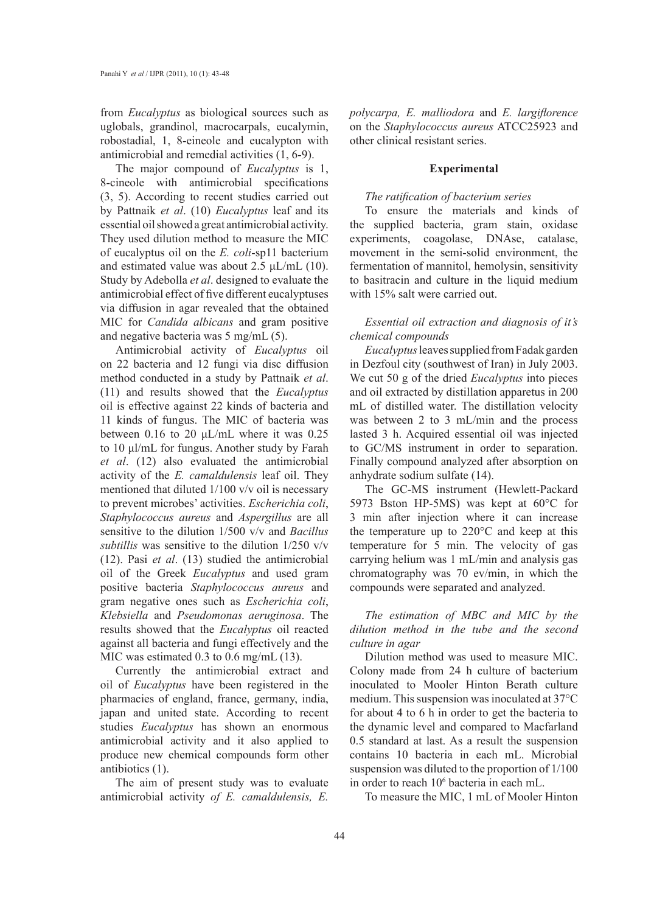from *Eucalyptus* as biological sources such as uglobals, grandinol, macrocarpals, eucalymin, robostadial, 1, 8-eineole and eucalypton with antimicrobial and remedial activities (1, 6-9).

The major compound of *Eucalyptus* is 1, 8-cineole with antimicrobial specifications (3, 5). According to recent studies carried out by Pattnaik *et al*. (10) *Eucalyptus* leaf and its essential oil showed a great antimicrobial activity. They used dilution method to measure the MIC of eucalyptus oil on the *E. coli*-sp11 bacterium and estimated value was about 2.5 µL/mL (10). Study by Adebolla *et al*. designed to evaluate the antimicrobial effect of five different eucalyptuses via diffusion in agar revealed that the obtained MIC for *Candida albicans* and gram positive and negative bacteria was 5 mg/mL (5).

Antimicrobial activity of *Eucalyptus* oil on 22 bacteria and 12 fungi via disc diffusion method conducted in a study by Pattnaik *et al*. (11) and results showed that the *Eucalyptus* oil is effective against 22 kinds of bacteria and 11 kinds of fungus. The MIC of bacteria was between 0.16 to 20 µL/mL where it was 0.25 to 10 µl/mL for fungus. Another study by Farah *et al*. (12) also evaluated the antimicrobial activity of the *E. camaldulensis* leaf oil. They mentioned that diluted 1/100 v/v oil is necessary to prevent microbes' activities. *Escherichia coli*, *Staphylococcus aureus* and *Aspergillus* are all sensitive to the dilution 1/500 v/v and *Bacillus subtillis* was sensitive to the dilution 1/250 v/v (12). Pasi *et al*. (13) studied the antimicrobial oil of the Greek *Eucalyptus* and used gram positive bacteria *Staphylococcus aureus* and gram negative ones such as *Escherichia coli*, *Klebsiella* and *Pseudomonas aeruginosa*. The results showed that the *Eucalyptus* oil reacted against all bacteria and fungi effectively and the MIC was estimated 0.3 to 0.6 mg/mL (13).

Currently the antimicrobial extract and oil of *Eucalyptus* have been registered in the pharmacies of england, france, germany, india, japan and united state. According to recent studies *Eucalyptus* has shown an enormous antimicrobial activity and it also applied to produce new chemical compounds form other antibiotics (1).

The aim of present study was to evaluate antimicrobial activity *of E. camaldulensis, E. polycarpa, E. malliodora* and *E. largiflorence* on the *Staphylococcus aureus* ATCC25923 and other clinical resistant series.

## Experimental

### *The ratification of bacterium series*

To ensure the materials and kinds of the supplied bacteria, gram stain, oxidase experiments, coagolase, DNAse, catalase, movement in the semi-solid environment, the fermentation of mannitol, hemolysin, sensitivity to basitracin and culture in the liquid medium with 15% salt were carried out.

### *Essential oil extraction and diagnosis of it's chemical compounds*

*Eucalyptus* leaves supplied from Fadak garden in Dezfoul city (southwest of Iran) in July 2003. We cut 50 g of the dried *Eucalyptus* into pieces and oil extracted by distillation apparetus in 200 mL of distilled water. The distillation velocity was between 2 to 3 mL/min and the process lasted 3 h. Acquired essential oil was injected to GC/MS instrument in order to separation. Finally compound analyzed after absorption on anhydrate sodium sulfate (14).

The GC-MS instrument (Hewlett-Packard 5973 Bston HP-5MS) was kept at 60°C for 3 min after injection where it can increase the temperature up to 220°C and keep at this temperature for 5 min. The velocity of gas carrying helium was 1 mL/min and analysis gas chromatography was 70 ev/min, in which the compounds were separated and analyzed.

### *The estimation of MBC and MIC by the dilution method in the tube and the second culture in agar*

Dilution method was used to measure MIC. Colony made from 24 h culture of bacterium inoculated to Mooler Hinton Berath culture medium. This suspension was inoculated at 37°C for about 4 to 6 h in order to get the bacteria to the dynamic level and compared to Macfarland 0.5 standard at last. As a result the suspension contains 10 bacteria in each mL. Microbial suspension was diluted to the proportion of 1/100 in order to reach $10^6$ bacteria in each mL.

To measure the MIC, 1 mL of Mooler Hinton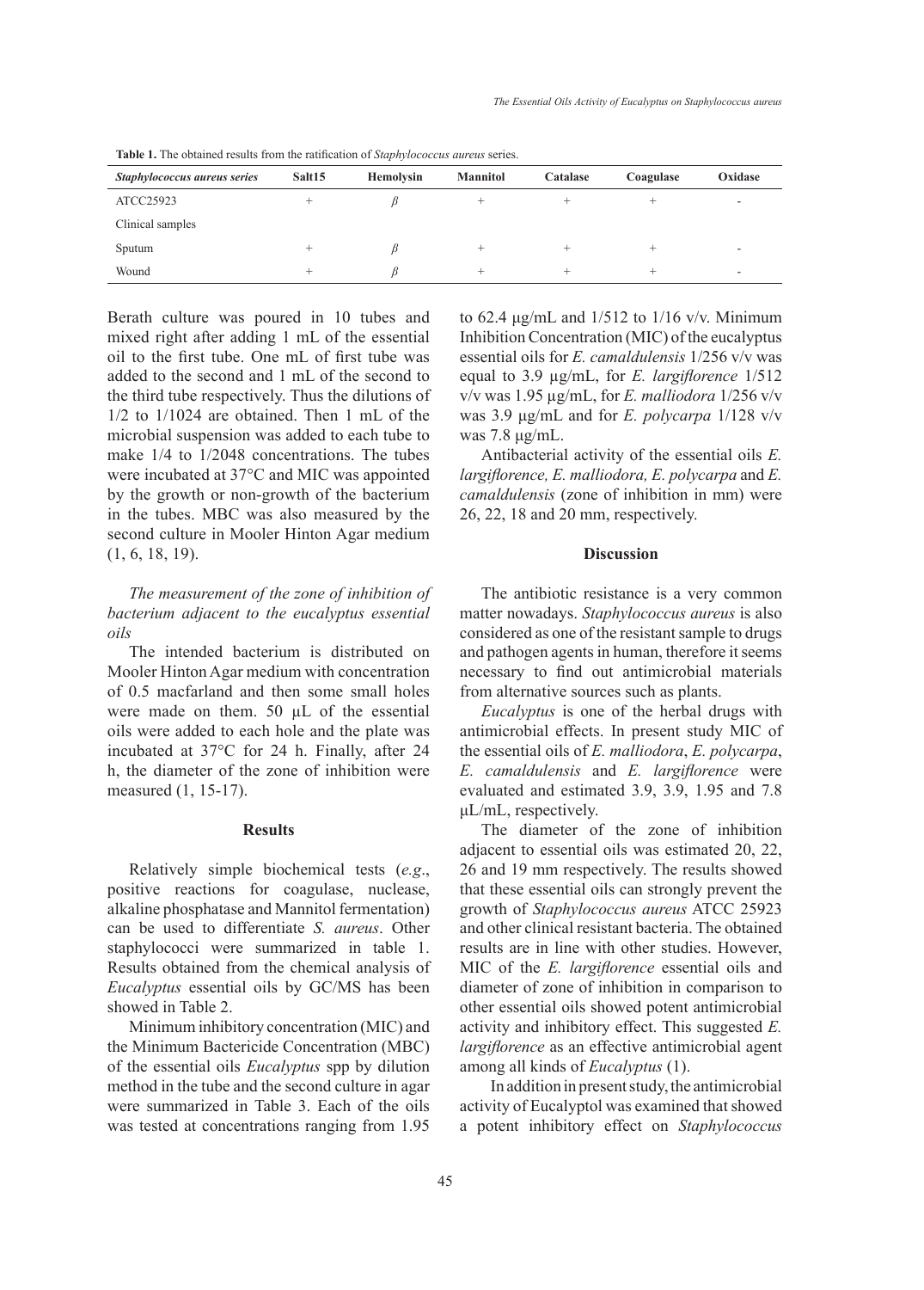**Table 1.** The obtained results from the ratification of *Staphylococcus aureus* series.

| *Staphylococcus aureus series* | Salt15 | Hemolysin | Mannitol | Catalase | Coagulase | Oxidase |
|---|---|---|---|---|---|---|
| ATCC25923 | + | $\beta$ | + | + | + | - |
| Clinical samples | | | | | | |
| Sputum | + | $\beta$ | + | + | + | - |
| Wound | + | $\beta$ | + | + | + | - |

Berath culture was poured in 10 tubes and mixed right after adding 1 mL of the essential oil to the first tube. One mL of first tube was added to the second and 1 mL of the second to the third tube respectively. Thus the dilutions of 1/2 to 1/1024 are obtained. Then 1 mL of the microbial suspension was added to each tube to make 1/4 to 1/2048 concentrations. The tubes were incubated at 37°C and MIC was appointed by the growth or non-growth of the bacterium in the tubes. MBC was also measured by the second culture in Mooler Hinton Agar medium (1, 6, 18, 19).

*The measurement of the zone of inhibition of bacterium adjacent to the eucalyptus essential oils*

The intended bacterium is distributed on Mooler Hinton Agar medium with concentration of 0.5 macfarland and then some small holes were made on them. 50 µL of the essential oils were added to each hole and the plate was incubated at 37°C for 24 h. Finally, after 24 h, the diameter of the zone of inhibition were measured (1, 15-17).

## Results

Relatively simple biochemical tests (*e.g*., positive reactions for coagulase, nuclease, alkaline phosphatase and Mannitol fermentation) can be used to differentiate *S. aureus*. Other staphylococci were summarized in table 1. Results obtained from the chemical analysis of *Eucalyptus* essential oils by GC/MS has been showed in Table 2.

Minimum inhibitory concentration (MIC) and the Minimum Bactericide Concentration (MBC) of the essential oils *Eucalyptus* spp by dilution method in the tube and the second culture in agar were summarized in Table 3. Each of the oils was tested at concentrations ranging from 1.95 to 62.4 µg/mL and 1/512 to 1/16 v/v. Minimum Inhibition Concentration (MIC) of the eucalyptus essential oils for *E. camaldulensis* 1/256 v/v was equal to 3.9 µg/mL, for *E. largiflorence* 1/512 v/v was 1.95 µg/mL, for *E. malliodora* 1/256 v/v was 3.9 µg/mL and for *E. polycarpa* 1/128 v/v was 7.8 µg/mL.

Antibacterial activity of the essential oils *E. largiflorence, E. malliodora, E. polycarpa* and *E. camaldulensis* (zone of inhibition in mm) were 26, 22, 18 and 20 mm, respectively.

## Discussion

The antibiotic resistance is a very common matter nowadays. *Staphylococcus aureus* is also considered as one of the resistant sample to drugs and pathogen agents in human, therefore it seems necessary to find out antimicrobial materials from alternative sources such as plants.

*Eucalyptus* is one of the herbal drugs with antimicrobial effects. In present study MIC of the essential oils of *E. malliodora*, *E. polycarpa*, *E. camaldulensis* and *E. largiflorence* were evaluated and estimated 3.9, 3.9, 1.95 and 7.8 µL/mL, respectively.

The diameter of the zone of inhibition adjacent to essential oils was estimated 20, 22, 26 and 19 mm respectively. The results showed that these essential oils can strongly prevent the growth of *Staphylococcus aureus* ATCC 25923 and other clinical resistant bacteria. The obtained results are in line with other studies. However, MIC of the *E. largiflorence* essential oils and diameter of zone of inhibition in comparison to other essential oils showed potent antimicrobial activity and inhibitory effect. This suggested *E. largiflorence* as an effective antimicrobial agent among all kinds of *Eucalyptus* (1).

In addition in present study, the antimicrobial activity of Eucalyptol was examined that showed a potent inhibitory effect on *Staphylococcus*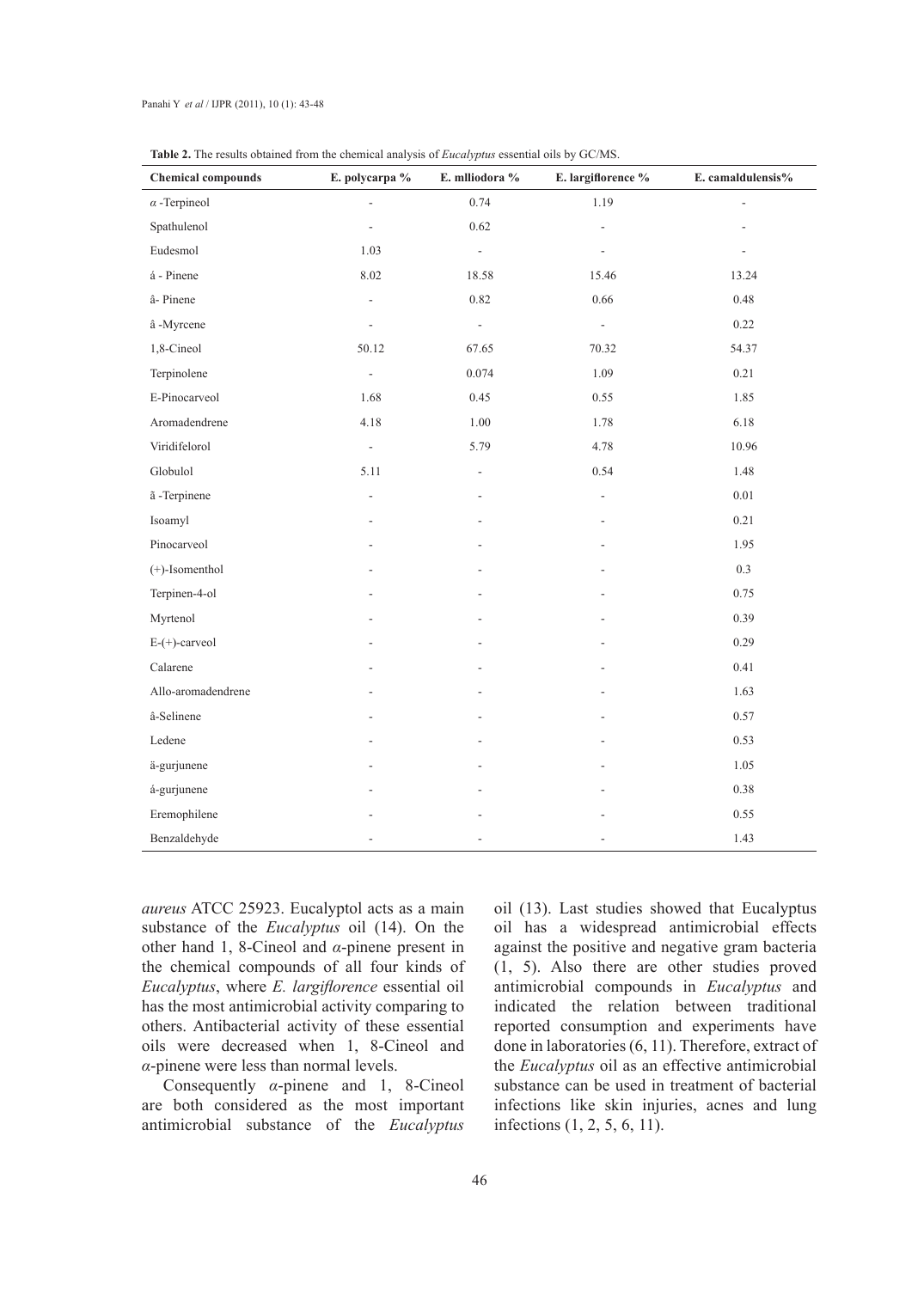**Table 2.** The results obtained from the chemical analysis of *Eucalyptus* essential oils by GC/MS.

| Chemical compounds | E. polycarpa % | E. mlliodora % | E. largiflorence % | E. camaldulensis% |
|---|---|---|---|---|
| α -Terpineol | - | 0.74 | 1.19 | - |
| Spathulenol | - | 0.62 | - | - |
| Eudesmol | 1.03 | - | - | - |
| á - Pinene | 8.02 | 18.58 | 15.46 | 13.24 |
| â- Pinene | - | 0.82 | 0.66 | 0.48 |
| â -Myrcene | - | - | - | 0.22 |
| 1,8-Cineol | 50.12 | 67.65 | 70.32 | 54.37 |
| Terpinolene | - | 0.074 | 1.09 | 0.21 |
| E-Pinocarveol | 1.68 | 0.45 | 0.55 | 1.85 |
| Aromadendrene | 4.18 | 1.00 | 1.78 | 6.18 |
| Viridifelorol | - | 5.79 | 4.78 | 10.96 |
| Globulol | 5.11 | - | 0.54 | 1.48 |
| ã -Terpinene | - | - | - | 0.01 |
| Isoamyl | - | - | - | 0.21 |
| Pinocarveol | - | - | - | 1.95 |
| (+)-Isomenthol | - | - | - | 0.3 |
| Terpinen-4-ol | - | - | - | 0.75 |
| Myrtenol | - | - | - | 0.39 |
| E-(+)-carveol | - | - | - | 0.29 |
| Calarene | - | - | - | 0.41 |
| Allo-aromadendrene | - | - | - | 1.63 |
| â-Selinene | - | - | - | 0.57 |
| Ledene | - | - | - | 0.53 |
| ä-gurjunene | - | - | - | 1.05 |
| á-gurjunene | - | - | - | 0.38 |
| Eremophilene | - | - | - | 0.55 |
| Benzaldehyde | - | - | - | 1.43 |

*aureus* ATCC 25923. Eucalyptol acts as a main substance of the *Eucalyptus* oil (14). On the other hand 1, 8-Cineol and *α*-pinene present in the chemical compounds of all four kinds of *Eucalyptus*, where *E. largiflorence* essential oil has the most antimicrobial activity comparing to others. Antibacterial activity of these essential oils were decreased when 1, 8-Cineol and *α*-pinene were less than normal levels.

Consequently *α*-pinene and 1, 8-Cineol are both considered as the most important antimicrobial substance of the *Eucalyptus* oil (13). Last studies showed that Eucalyptus oil has a widespread antimicrobial effects against the positive and negative gram bacteria (1, 5). Also there are other studies proved antimicrobial compounds in *Eucalyptus* and indicated the relation between traditional reported consumption and experiments have done in laboratories (6, 11). Therefore, extract of the *Eucalyptus* oil as an effective antimicrobial substance can be used in treatment of bacterial infections like skin injuries, acnes and lung infections (1, 2, 5, 6, 11).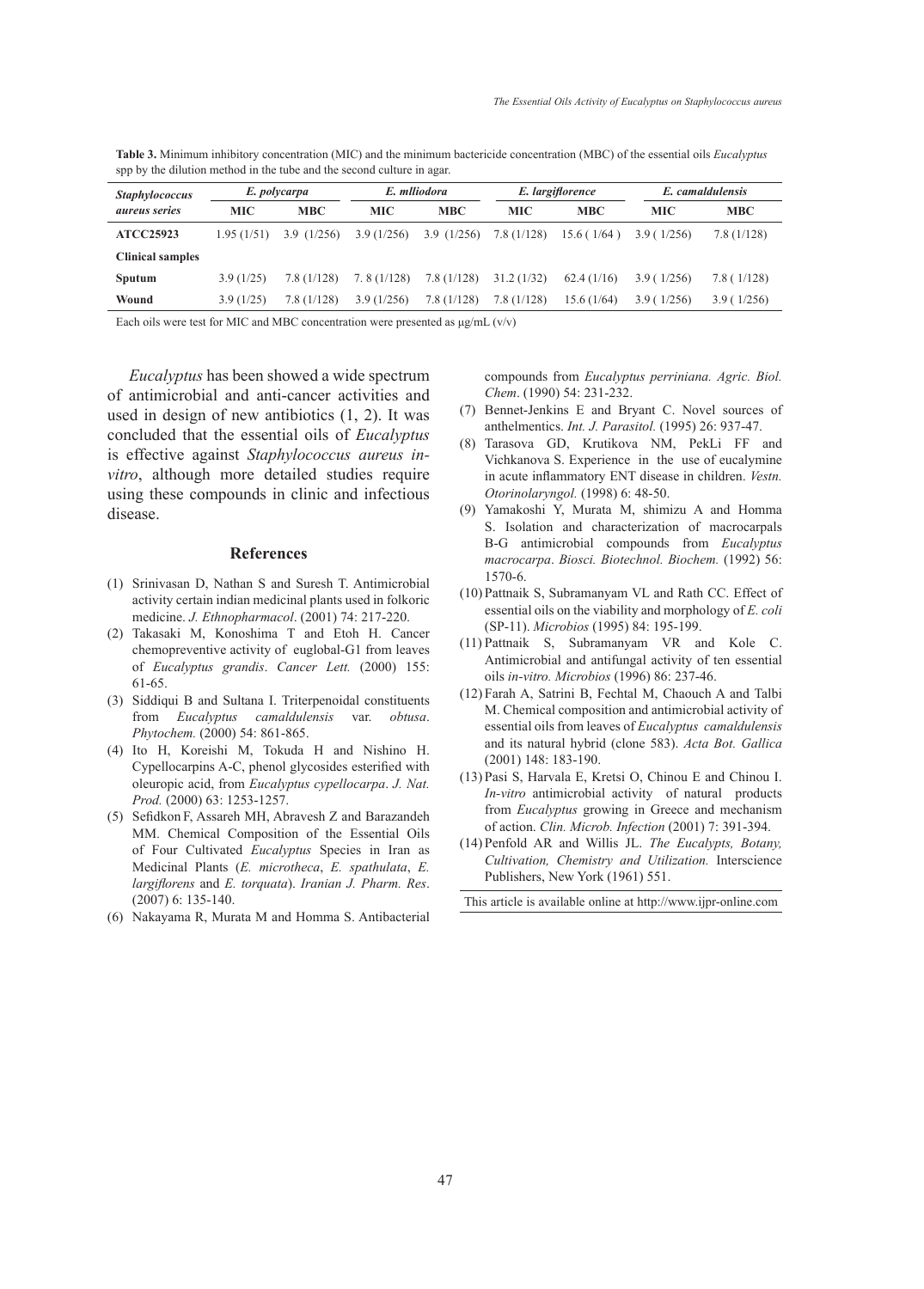**Table 3.** Minimum inhibitory concentration (MIC) and the minimum bactericide concentration (MBC) of the essential oils *Eucalyptus* spp by the dilution method in the tube and the second culture in agar.

| *Staphylococcus aureus series* | *E. polycarpa* | | *E. mlliodora* | | *E. largiflorence* | | *E. camaldulensis* | |
|---|---|---|---|---|---|---|---|---|
| | MIC | MBC | MIC | MBC | MIC | MBC | MIC | MBC |
| **ATCC25923** | 1.95 (1/51) | 3.9 (1/256) | 3.9 (1/256) | 3.9 (1/256) | 7.8 (1/128) | 15.6 ( 1/64 ) | 3.9 ( 1/256) | 7.8 (1/128) |
| **Clinical samples** | | | | | | | | |
| **Sputum** | 3.9 (1/25) | 7.8 (1/128) | 7. 8 (1/128) | 7.8 (1/128) | 31.2 (1/32) | 62.4 (1/16) | 3.9 ( 1/256) | 7.8 ( 1/128) |
| **Wound** | 3.9 (1/25) | 7.8 (1/128) | 3.9 (1/256) | 7.8 (1/128) | 7.8 (1/128) | 15.6 (1/64) | 3.9 ( 1/256) | 3.9 ( 1/256) |

Each oils were test for MIC and MBC concentration were presented as µg/mL (v/v)

*Eucalyptus* has been showed a wide spectrum of antimicrobial and anti-cancer activities and used in design of new antibiotics (1, 2). It was concluded that the essential oils of *Eucalyptus* is effective against *Staphylococcus aureus in-vitro*, although more detailed studies require using these compounds in clinic and infectious disease.

## References

(1) Srinivasan D, Nathan S and Suresh T. Antimicrobial activity certain indian medicinal plants used in folkoric medicine. *J. Ethnopharmacol*. (2001) 74: 217-220.

(2) Takasaki M, Konoshima T and Etoh H. Cancer chemopreventive activity of euglobal-G1 from leaves of *Eucalyptus grandis*. *Cancer Lett.* (2000) 155: 61-65.

(3) Siddiqui B and Sultana I. Triterpenoidal constituents from *Eucalyptus camaldulensis* var. *obtusa*. *Phytochem.* (2000) 54: 861-865.

(4) Ito H, Koreishi M, Tokuda H and Nishino H. Cypellocarpins A-C, phenol glycosides esterified with oleuropic acid, from *Eucalyptus cypellocarpa*. *J. Nat. Prod.* (2000) 63: 1253-1257.

(5) Sefidkon F, Assareh MH, Abravesh Z and Barazandeh MM. Chemical Composition of the Essential Oils of Four Cultivated *Eucalyptus* Species in Iran as Medicinal Plants (*E. microtheca*, *E. spathulata*, *E. largiflorens* and *E. torquata*). *Iranian J. Pharm. Res*. (2007) 6: 135-140.

(6) Nakayama R, Murata M and Homma S. Antibacterial compounds from *Eucalyptus perriniana. Agric. Biol. Chem*. (1990) 54: 231-232.

(7) Bennet-Jenkins E and Bryant C. Novel sources of anthelmentics. *Int. J. Parasitol.* (1995) 26: 937-47.

(8) Tarasova GD, Krutikova NM, PekLi FF and Vichkanova S. Experience in the use of eucalymine in acute inflammatory ENT disease in children. *Vestn. Otorinolaryngol.* (1998) 6: 48-50.

(9) Yamakoshi Y, Murata M, shimizu A and Homma S. Isolation and characterization of macrocarpals B-G antimicrobial compounds from *Eucalyptus macrocarpa*. *Biosci. Biotechnol. Biochem.* (1992) 56: 1570-6.

(10) Pattnaik S, Subramanyam VL and Rath CC. Effect of essential oils on the viability and morphology of *E. coli* (SP-11). *Microbios* (1995) 84: 195-199.

(11) Pattnaik S, Subramanyam VR and Kole C. Antimicrobial and antifungal activity of ten essential oils *in-vitro. Microbios* (1996) 86: 237-46.

(12) Farah A, Satrini B, Fechtal M, Chaouch A and Talbi M. Chemical composition and antimicrobial activity of essential oils from leaves of *Eucalyptus camaldulensis* and its natural hybrid (clone 583). *Acta Bot. Gallica* (2001) 148: 183-190.

(13) Pasi S, Harvala E, Kretsi O, Chinou E and Chinou I. *In-vitro* antimicrobial activity of natural products from *Eucalyptus* growing in Greece and mechanism of action. *Clin. Microb. Infection* (2001) 7: 391-394.

(14) Penfold AR and Willis JL. *The Eucalypts, Botany, Cultivation, Chemistry and Utilization.* Interscience Publishers, New York (1961) 551.

This article is available online at http://www.ijpr-online.com